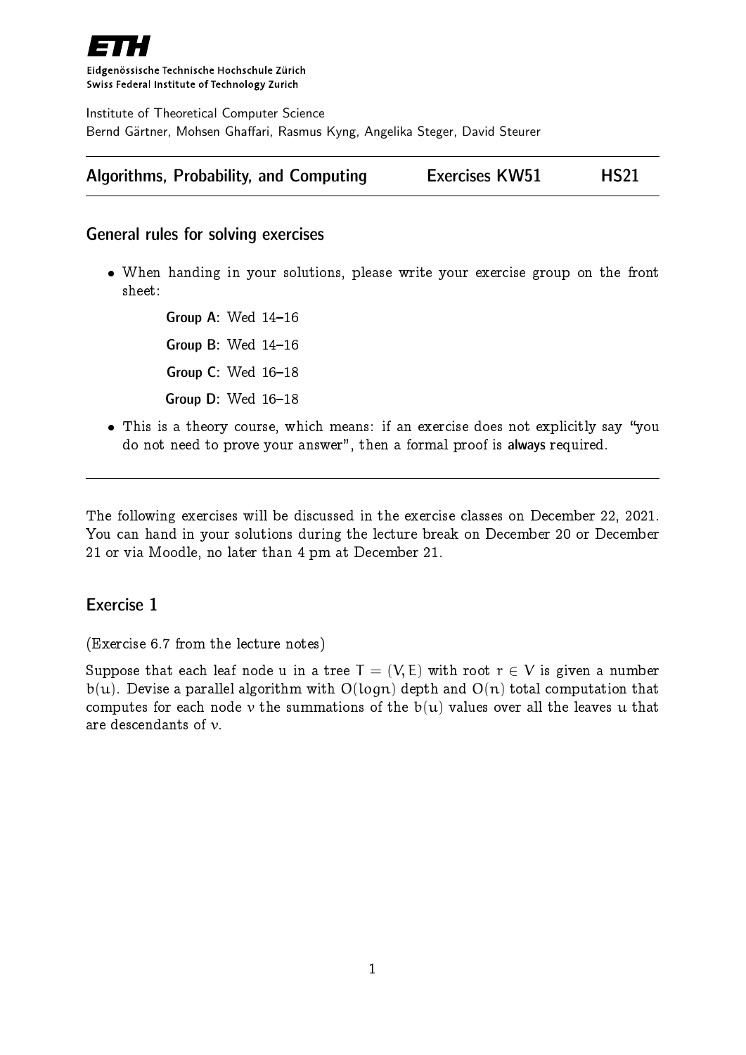**ETH**

Eidgenössische Technische Hochschule Zürich
Swiss Federal Institute of Technology Zurich

Institute of Theoretical Computer Science
Bernd Gärtner, Mohsen Ghaffari, Rasmus Kyng, Angelika Steger, David Steurer

---

**Algorithms, Probability, and Computing** — **Exercises KW51** — **HS21**

---

## General rules for solving exercises

- When handing in your solutions, please write your exercise group on the front sheet:

  **Group A**: Wed 14–16

  **Group B**: Wed 14–16

  **Group C**: Wed 16–18

  **Group D**: Wed 16–18

- This is a theory course, which means: if an exercise does not explicitly say "you do not need to prove your answer", then a formal proof is **always** required.

---

The following exercises will be discussed in the exercise classes on December 22, 2021. You can hand in your solutions during the lecture break on December 20 or December 21 or via Moodle, no later than 4 pm at December 21.

## Exercise 1

(Exercise 6.7 from the lecture notes)

Suppose that each leaf node $u$ in a tree $T = (V, E)$ with root $r \in V$ is given a number $b(u)$. Devise a parallel algorithm with $O(\log n)$ depth and $O(n)$ total computation that computes for each node $v$ the summations of the $b(u)$ values over all the leaves $u$ that are descendants of $v$.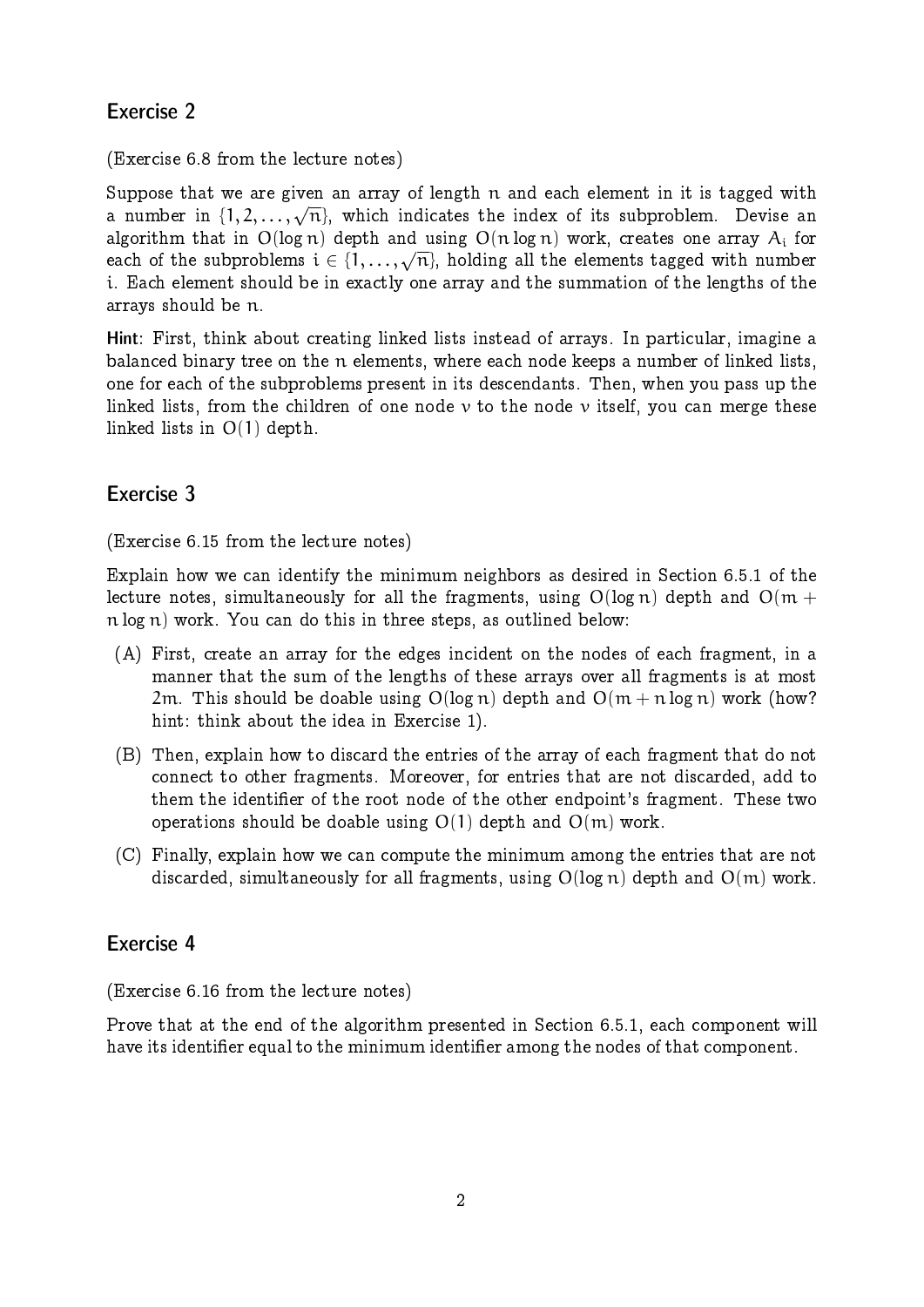## Exercise 2

(Exercise 6.8 from the lecture notes)

Suppose that we are given an array of length $n$ and each element in it is tagged with a number in $\{1, 2, \ldots, \sqrt{n}\}$, which indicates the index of its subproblem. Devise an algorithm that in $O(\log n)$ depth and using $O(n \log n)$ work, creates one array $A_i$ for each of the subproblems $i \in \{1, \ldots, \sqrt{n}\}$, holding all the elements tagged with number $i$. Each element should be in exactly one array and the summation of the lengths of the arrays should be $n$.

**Hint**: First, think about creating linked lists instead of arrays. In particular, imagine a balanced binary tree on the $n$ elements, where each node keeps a number of linked lists, one for each of the subproblems present in its descendants. Then, when you pass up the linked lists, from the children of one node $v$ to the node $v$ itself, you can merge these linked lists in $O(1)$ depth.

## Exercise 3

(Exercise 6.15 from the lecture notes)

Explain how we can identify the minimum neighbors as desired in Section 6.5.1 of the lecture notes, simultaneously for all the fragments, using $O(\log n)$ depth and $O(m + n \log n)$ work. You can do this in three steps, as outlined below:

(A) First, create an array for the edges incident on the nodes of each fragment, in a manner that the sum of the lengths of these arrays over all fragments is at most $2m$. This should be doable using $O(\log n)$ depth and $O(m + n \log n)$ work (how? hint: think about the idea in Exercise 1).

(B) Then, explain how to discard the entries of the array of each fragment that do not connect to other fragments. Moreover, for entries that are not discarded, add to them the identifier of the root node of the other endpoint's fragment. These two operations should be doable using $O(1)$ depth and $O(m)$ work.

(C) Finally, explain how we can compute the minimum among the entries that are not discarded, simultaneously for all fragments, using $O(\log n)$ depth and $O(m)$ work.

## Exercise 4

(Exercise 6.16 from the lecture notes)

Prove that at the end of the algorithm presented in Section 6.5.1, each component will have its identifier equal to the minimum identifier among the nodes of that component.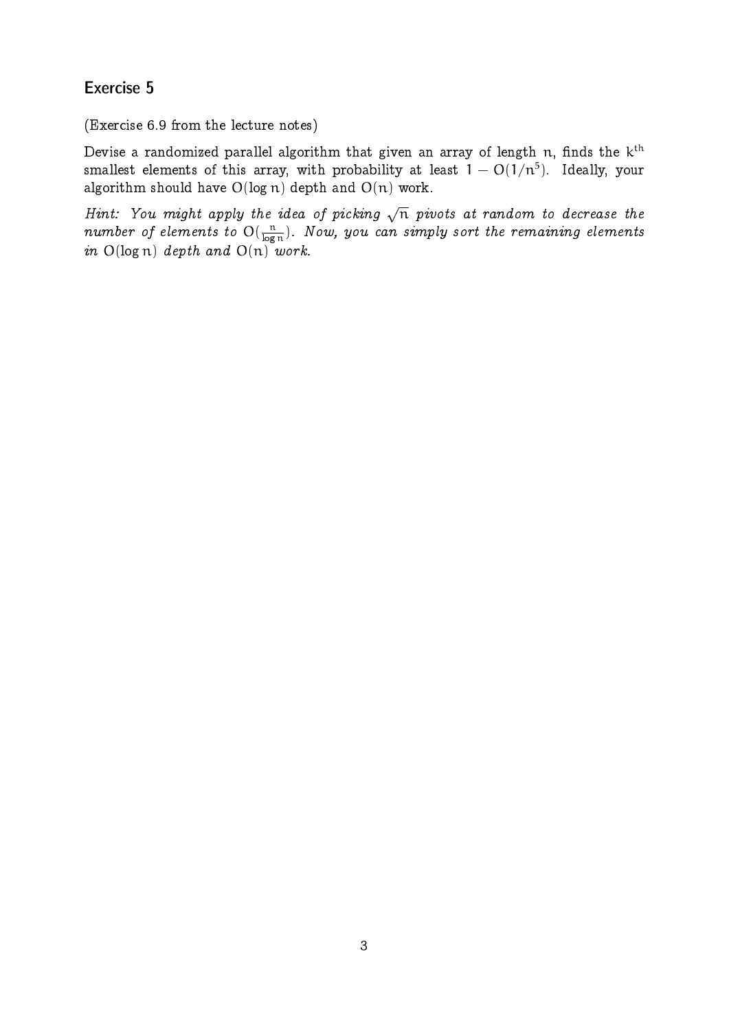## Exercise 5

(Exercise 6.9 from the lecture notes)

Devise a randomized parallel algorithm that given an array of length $n$, finds the $k^{th}$ smallest elements of this array, with probability at least $1 - O(1/n^5)$. Ideally, your algorithm should have $O(\log n)$ depth and $O(n)$ work.

*Hint: You might apply the idea of picking $\sqrt{n}$ pivots at random to decrease the number of elements to $O(\frac{n}{\log n})$. Now, you can simply sort the remaining elements in $O(\log n)$ depth and $O(n)$ work.*